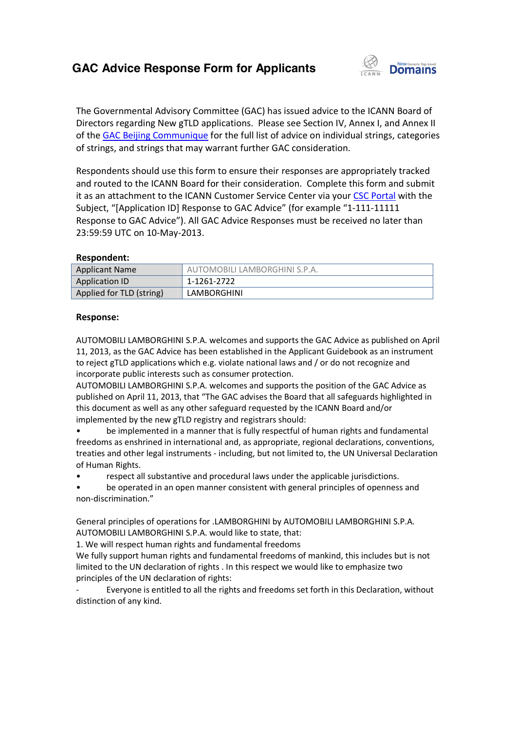# GAC Advice Response Form for Applicants

The Governmental Advisory Committee (GAC) has issued advice to the ICANN Board of Directors regarding New gTLD applications. Please see Section IV, Annex I, and Annex II of the GAC Beijing Communique for the full list of advice on individual strings, categories of strings, and strings that may warrant further GAC consideration.

Respondents should use this form to ensure their responses are appropriately tracked and routed to the ICANN Board for their consideration. Complete this form and submit it as an attachment to the ICANN Customer Service Center via your CSC Portal with the Subject, "[Application ID] Response to GAC Advice" (for example "1-111-11111 Response to GAC Advice"). All GAC Advice Responses must be received no later than 23:59:59 UTC on 10-May-2013.

**Respondent:**

| | |
|---|---|
| Applicant Name | AUTOMOBILI LAMBORGHINI S.P.A. |
| Application ID | 1-1261-2722 |
| Applied for TLD (string) | LAMBORGHINI |

**Response:**

AUTOMOBILI LAMBORGHINI S.P.A. welcomes and supports the GAC Advice as published on April 11, 2013, as the GAC Advice has been established in the Applicant Guidebook as an instrument to reject gTLD applications which e.g. violate national laws and / or do not recognize and incorporate public interests such as consumer protection.

AUTOMOBILI LAMBORGHINI S.P.A. welcomes and supports the position of the GAC Advice as published on April 11, 2013, that "The GAC advises the Board that all safeguards highlighted in this document as well as any other safeguard requested by the ICANN Board and/or implemented by the new gTLD registry and registrars should:

- be implemented in a manner that is fully respectful of human rights and fundamental freedoms as enshrined in international and, as appropriate, regional declarations, conventions, treaties and other legal instruments - including, but not limited to, the UN Universal Declaration of Human Rights.
- respect all substantive and procedural laws under the applicable jurisdictions.
- be operated in an open manner consistent with general principles of openness and non-discrimination."

General principles of operations for .LAMBORGHINI by AUTOMOBILI LAMBORGHINI S.P.A.
AUTOMOBILI LAMBORGHINI S.P.A. would like to state, that:

1. We will respect human rights and fundamental freedoms

We fully support human rights and fundamental freedoms of mankind, this includes but is not limited to the UN declaration of rights . In this respect we would like to emphasize two principles of the UN declaration of rights:

- Everyone is entitled to all the rights and freedoms set forth in this Declaration, without distinction of any kind.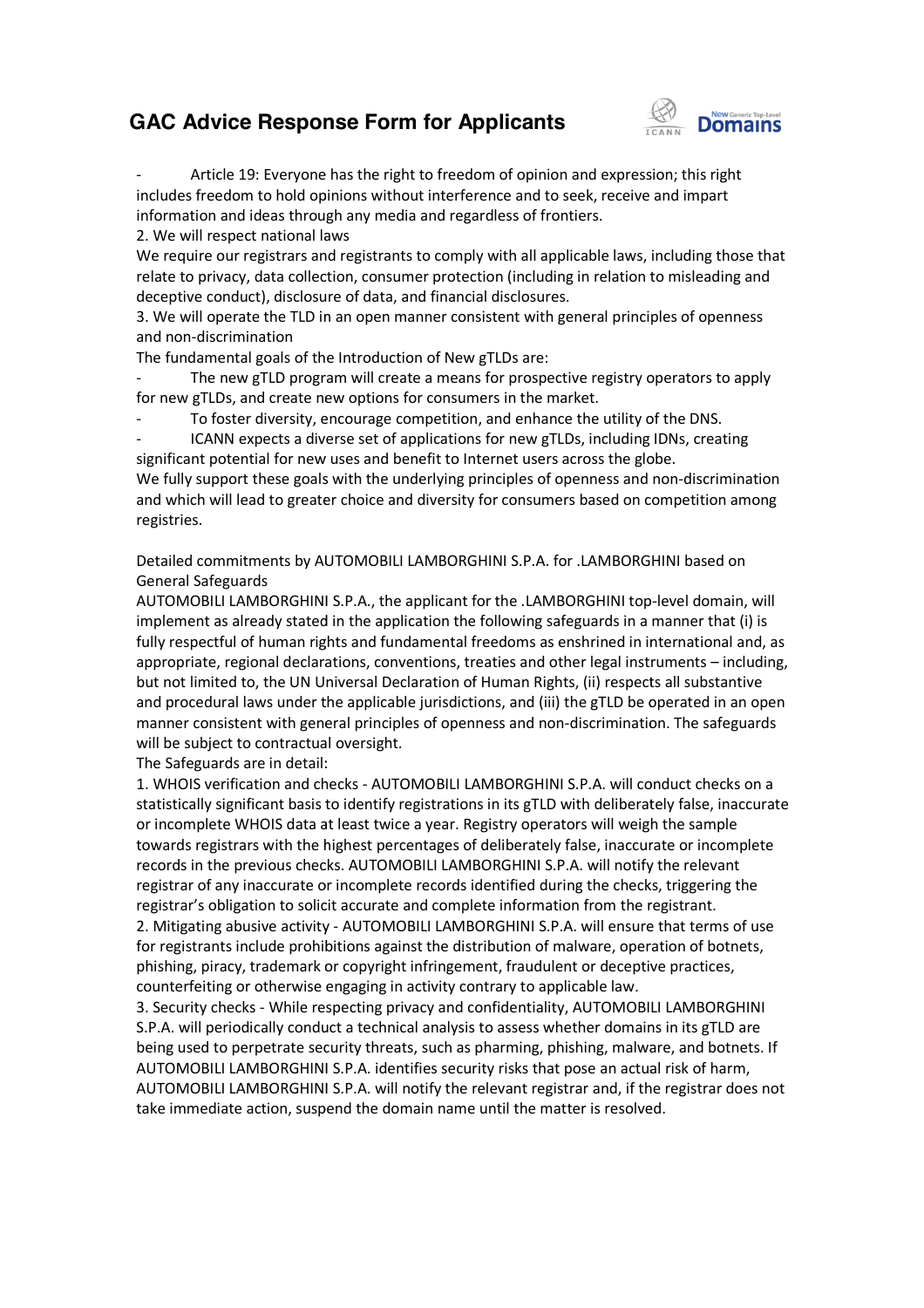- Article 19: Everyone has the right to freedom of opinion and expression; this right includes freedom to hold opinions without interference and to seek, receive and impart information and ideas through any media and regardless of frontiers.

2. We will respect national laws

We require our registrars and registrants to comply with all applicable laws, including those that relate to privacy, data collection, consumer protection (including in relation to misleading and deceptive conduct), disclosure of data, and financial disclosures.

3. We will operate the TLD in an open manner consistent with general principles of openness and non-discrimination

The fundamental goals of the Introduction of New gTLDs are:

- The new gTLD program will create a means for prospective registry operators to apply for new gTLDs, and create new options for consumers in the market.
- To foster diversity, encourage competition, and enhance the utility of the DNS.
- ICANN expects a diverse set of applications for new gTLDs, including IDNs, creating significant potential for new uses and benefit to Internet users across the globe.

We fully support these goals with the underlying principles of openness and non-discrimination and which will lead to greater choice and diversity for consumers based on competition among registries.

Detailed commitments by AUTOMOBILI LAMBORGHINI S.P.A. for .LAMBORGHINI based on General Safeguards

AUTOMOBILI LAMBORGHINI S.P.A., the applicant for the .LAMBORGHINI top-level domain, will implement as already stated in the application the following safeguards in a manner that (i) is fully respectful of human rights and fundamental freedoms as enshrined in international and, as appropriate, regional declarations, conventions, treaties and other legal instruments – including, but not limited to, the UN Universal Declaration of Human Rights, (ii) respects all substantive and procedural laws under the applicable jurisdictions, and (iii) the gTLD be operated in an open manner consistent with general principles of openness and non-discrimination. The safeguards will be subject to contractual oversight.

The Safeguards are in detail:

1. WHOIS verification and checks - AUTOMOBILI LAMBORGHINI S.P.A. will conduct checks on a statistically significant basis to identify registrations in its gTLD with deliberately false, inaccurate or incomplete WHOIS data at least twice a year. Registry operators will weigh the sample towards registrars with the highest percentages of deliberately false, inaccurate or incomplete records in the previous checks. AUTOMOBILI LAMBORGHINI S.P.A. will notify the relevant registrar of any inaccurate or incomplete records identified during the checks, triggering the registrar's obligation to solicit accurate and complete information from the registrant.
2. Mitigating abusive activity - AUTOMOBILI LAMBORGHINI S.P.A. will ensure that terms of use for registrants include prohibitions against the distribution of malware, operation of botnets, phishing, piracy, trademark or copyright infringement, fraudulent or deceptive practices, counterfeiting or otherwise engaging in activity contrary to applicable law.
3. Security checks - While respecting privacy and confidentiality, AUTOMOBILI LAMBORGHINI S.P.A. will periodically conduct a technical analysis to assess whether domains in its gTLD are being used to perpetrate security threats, such as pharming, phishing, malware, and botnets. If AUTOMOBILI LAMBORGHINI S.P.A. identifies security risks that pose an actual risk of harm, AUTOMOBILI LAMBORGHINI S.P.A. will notify the relevant registrar and, if the registrar does not take immediate action, suspend the domain name until the matter is resolved.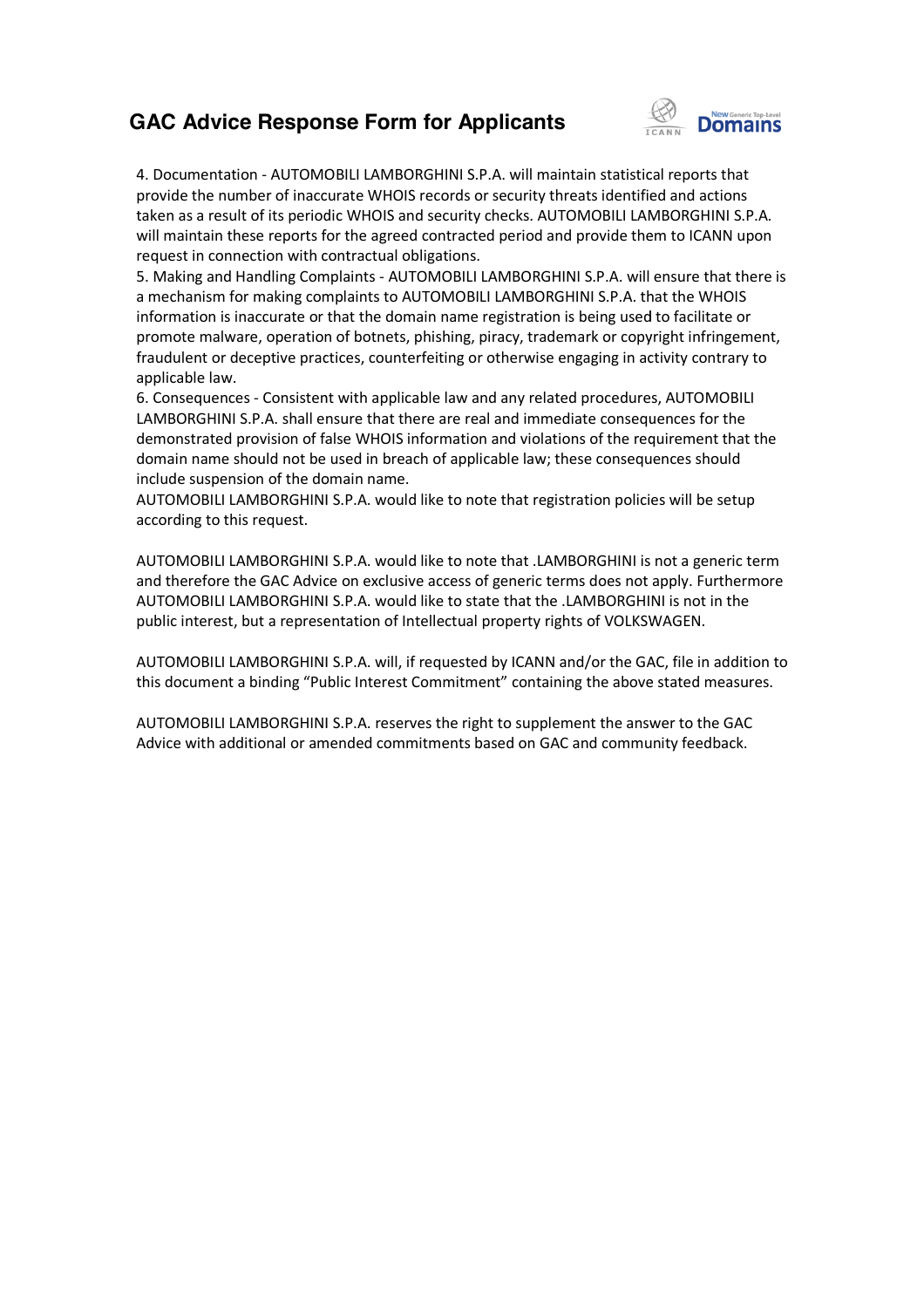4. Documentation - AUTOMOBILI LAMBORGHINI S.P.A. will maintain statistical reports that provide the number of inaccurate WHOIS records or security threats identified and actions taken as a result of its periodic WHOIS and security checks. AUTOMOBILI LAMBORGHINI S.P.A. will maintain these reports for the agreed contracted period and provide them to ICANN upon request in connection with contractual obligations.
5. Making and Handling Complaints - AUTOMOBILI LAMBORGHINI S.P.A. will ensure that there is a mechanism for making complaints to AUTOMOBILI LAMBORGHINI S.P.A. that the WHOIS information is inaccurate or that the domain name registration is being used to facilitate or promote malware, operation of botnets, phishing, piracy, trademark or copyright infringement, fraudulent or deceptive practices, counterfeiting or otherwise engaging in activity contrary to applicable law.
6. Consequences - Consistent with applicable law and any related procedures, AUTOMOBILI LAMBORGHINI S.P.A. shall ensure that there are real and immediate consequences for the demonstrated provision of false WHOIS information and violations of the requirement that the domain name should not be used in breach of applicable law; these consequences should include suspension of the domain name.
AUTOMOBILI LAMBORGHINI S.P.A. would like to note that registration policies will be setup according to this request.

AUTOMOBILI LAMBORGHINI S.P.A. would like to note that .LAMBORGHINI is not a generic term and therefore the GAC Advice on exclusive access of generic terms does not apply. Furthermore AUTOMOBILI LAMBORGHINI S.P.A. would like to state that the .LAMBORGHINI is not in the public interest, but a representation of Intellectual property rights of VOLKSWAGEN.

AUTOMOBILI LAMBORGHINI S.P.A. will, if requested by ICANN and/or the GAC, file in addition to this document a binding "Public Interest Commitment" containing the above stated measures.

AUTOMOBILI LAMBORGHINI S.P.A. reserves the right to supplement the answer to the GAC Advice with additional or amended commitments based on GAC and community feedback.